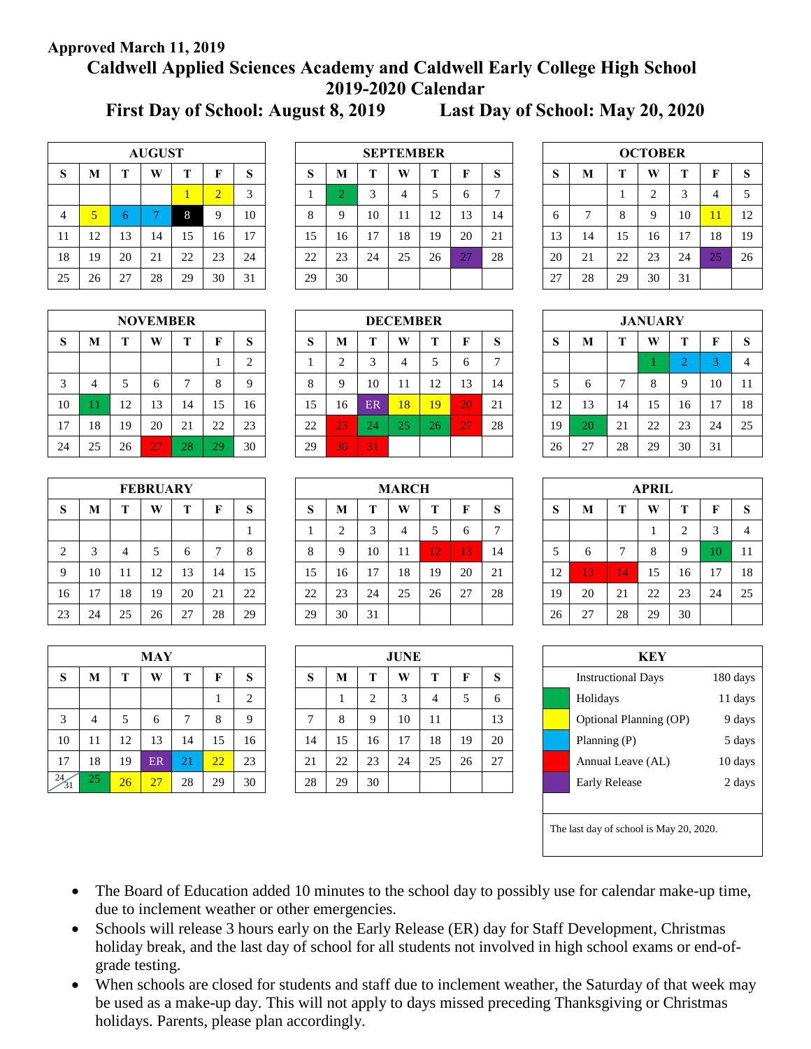**Approved March 11, 2019**

# Caldwell Applied Sciences Academy and Caldwell Early College High School
## 2019-2020 Calendar
### First Day of School: August 8, 2019 Last Day of School: May 20, 2020

**AUGUST**

| S | M | T | W | T | F | S |
|---|---|---|---|---|---|---|
| | | | | 1 | 2 | 3 |
| 4 | 5 | 6 | 7 | 8 | 9 | 10 |
| 11 | 12 | 13 | 14 | 15 | 16 | 17 |
| 18 | 19 | 20 | 21 | 22 | 23 | 24 |
| 25 | 26 | 27 | 28 | 29 | 30 | 31 |

**SEPTEMBER**

| S | M | T | W | T | F | S |
|---|---|---|---|---|---|---|
| 1 | 2 | 3 | 4 | 5 | 6 | 7 |
| 8 | 9 | 10 | 11 | 12 | 13 | 14 |
| 15 | 16 | 17 | 18 | 19 | 20 | 21 |
| 22 | 23 | 24 | 25 | 26 | 27 | 28 |
| 29 | 30 | | | | | |

**OCTOBER**

| S | M | T | W | T | F | S |
|---|---|---|---|---|---|---|
| | | 1 | 2 | 3 | 4 | 5 |
| 6 | 7 | 8 | 9 | 10 | 11 | 12 |
| 13 | 14 | 15 | 16 | 17 | 18 | 19 |
| 20 | 21 | 22 | 23 | 24 | 25 | 26 |
| 27 | 28 | 29 | 30 | 31 | | |

**NOVEMBER**

| S | M | T | W | T | F | S |
|---|---|---|---|---|---|---|
| | | | | | 1 | 2 |
| 3 | 4 | 5 | 6 | 7 | 8 | 9 |
| 10 | 11 | 12 | 13 | 14 | 15 | 16 |
| 17 | 18 | 19 | 20 | 21 | 22 | 23 |
| 24 | 25 | 26 | 27 | 28 | 29 | 30 |

**DECEMBER**

| S | M | T | W | T | F | S |
|---|---|---|---|---|---|---|
| 1 | 2 | 3 | 4 | 5 | 6 | 7 |
| 8 | 9 | 10 | 11 | 12 | 13 | 14 |
| 15 | 16 | ER | 18 | 19 | 20 | 21 |
| 22 | 23 | 24 | 25 | 26 | 27 | 28 |
| 29 | 30 | 31 | | | | |

**JANUARY**

| S | M | T | W | T | F | S |
|---|---|---|---|---|---|---|
| | | | 1 | 2 | 3 | 4 |
| 5 | 6 | 7 | 8 | 9 | 10 | 11 |
| 12 | 13 | 14 | 15 | 16 | 17 | 18 |
| 19 | 20 | 21 | 22 | 23 | 24 | 25 |
| 26 | 27 | 28 | 29 | 30 | 31 | |

**FEBRUARY**

| S | M | T | W | T | F | S |
|---|---|---|---|---|---|---|
| | | | | | | 1 |
| 2 | 3 | 4 | 5 | 6 | 7 | 8 |
| 9 | 10 | 11 | 12 | 13 | 14 | 15 |
| 16 | 17 | 18 | 19 | 20 | 21 | 22 |
| 23 | 24 | 25 | 26 | 27 | 28 | 29 |

**MARCH**

| S | M | T | W | T | F | S |
|---|---|---|---|---|---|---|
| 1 | 2 | 3 | 4 | 5 | 6 | 7 |
| 8 | 9 | 10 | 11 | 12 | 13 | 14 |
| 15 | 16 | 17 | 18 | 19 | 20 | 21 |
| 22 | 23 | 24 | 25 | 26 | 27 | 28 |
| 29 | 30 | 31 | | | | |

**APRIL**

| S | M | T | W | T | F | S |
|---|---|---|---|---|---|---|
| | | | 1 | 2 | 3 | 4 |
| 5 | 6 | 7 | 8 | 9 | 10 | 11 |
| 12 | 13 | 14 | 15 | 16 | 17 | 18 |
| 19 | 20 | 21 | 22 | 23 | 24 | 25 |
| 26 | 27 | 28 | 29 | 30 | | |

**MAY**

| S | M | T | W | T | F | S |
|---|---|---|---|---|---|---|
| | | | | | 1 | 2 |
| 3 | 4 | 5 | 6 | 7 | 8 | 9 |
| 10 | 11 | 12 | 13 | 14 | 15 | 16 |
| 17 | 18 | 19 | ER | 21 | 22 | 23 |
| 24/31 | 25 | 26 | 27 | 28 | 29 | 30 |

**JUNE**

| S | M | T | W | T | F | S |
|---|---|---|---|---|---|---|
| | 1 | 2 | 3 | 4 | 5 | 6 |
| 7 | 8 | 9 | 10 | 11 | | 13 |
| 14 | 15 | 16 | 17 | 18 | 19 | 20 |
| 21 | 22 | 23 | 24 | 25 | 26 | 27 |
| 28 | 29 | 30 | | | | |

**KEY**

| | | |
|---|---|---|
| | Instructional Days | 180 days |
| (green) | Holidays | 11 days |
| (yellow) | Optional Planning (OP) | 9 days |
| (blue) | Planning (P) | 5 days |
| (red) | Annual Leave (AL) | 10 days |
| (purple) | Early Release | 2 days |

The last day of school is May 20, 2020.

- The Board of Education added 10 minutes to the school day to possibly use for calendar make-up time, due to inclement weather or other emergencies.
- Schools will release 3 hours early on the Early Release (ER) day for Staff Development, Christmas holiday break, and the last day of school for all students not involved in high school exams or end-of-grade testing.
- When schools are closed for students and staff due to inclement weather, the Saturday of that week may be used as a make-up day. This will not apply to days missed preceding Thanksgiving or Christmas holidays. Parents, please plan accordingly.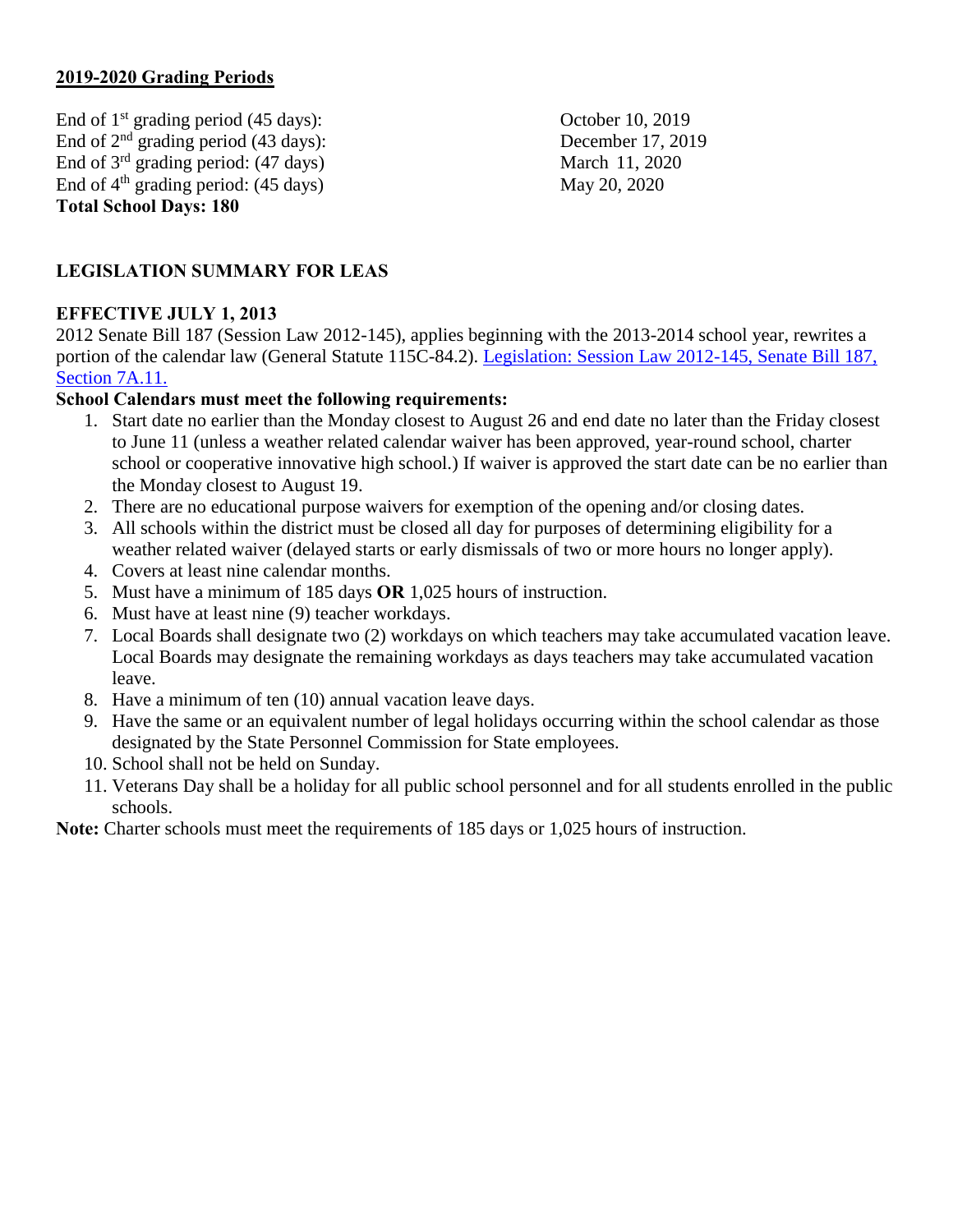**2019-2020 Grading Periods**

| | |
|---|---|
| End of 1st grading period (45 days): | October 10, 2019 |
| End of 2nd grading period (43 days): | December 17, 2019 |
| End of 3rd grading period: (47 days) | March 11, 2020 |
| End of 4th grading period: (45 days) | May 20, 2020 |

**Total School Days: 180**

## LEGISLATION SUMMARY FOR LEAS

### EFFECTIVE JULY 1, 2013

2012 Senate Bill 187 (Session Law 2012-145), applies beginning with the 2013-2014 school year, rewrites a portion of the calendar law (General Statute 115C-84.2). [Legislation: Session Law 2012-145, Senate Bill 187, Section 7A.11.]

**School Calendars must meet the following requirements:**

1. Start date no earlier than the Monday closest to August 26 and end date no later than the Friday closest to June 11 (unless a weather related calendar waiver has been approved, year-round school, charter school or cooperative innovative high school.) If waiver is approved the start date can be no earlier than the Monday closest to August 19.
2. There are no educational purpose waivers for exemption of the opening and/or closing dates.
3. All schools within the district must be closed all day for purposes of determining eligibility for a weather related waiver (delayed starts or early dismissals of two or more hours no longer apply).
4. Covers at least nine calendar months.
5. Must have a minimum of 185 days **OR** 1,025 hours of instruction.
6. Must have at least nine (9) teacher workdays.
7. Local Boards shall designate two (2) workdays on which teachers may take accumulated vacation leave. Local Boards may designate the remaining workdays as days teachers may take accumulated vacation leave.
8. Have a minimum of ten (10) annual vacation leave days.
9. Have the same or an equivalent number of legal holidays occurring within the school calendar as those designated by the State Personnel Commission for State employees.
10. School shall not be held on Sunday.
11. Veterans Day shall be a holiday for all public school personnel and for all students enrolled in the public schools.

**Note:** Charter schools must meet the requirements of 185 days or 1,025 hours of instruction.